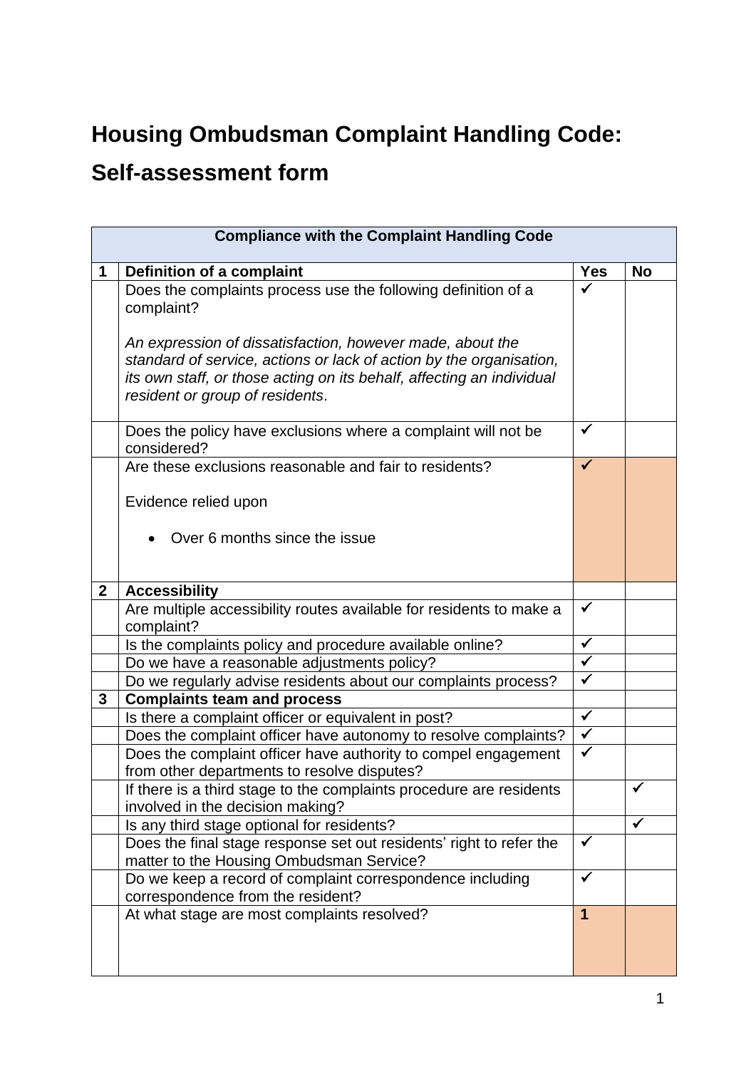# Housing Ombudsman Complaint Handling Code:

# Self-assessment form

| Compliance with the Complaint Handling Code | | | |
|---|---|---|---|
| **1** | **Definition of a complaint** | **Yes** | **No** |
| | Does the complaints process use the following definition of a complaint?<br><br>*An expression of dissatisfaction, however made, about the standard of service, actions or lack of action by the organisation, its own staff, or those acting on its behalf, affecting an individual resident or group of residents*. | ✓ | |
| | Does the policy have exclusions where a complaint will not be considered? | ✓ | |
| | Are these exclusions reasonable and fair to residents?<br><br>Evidence relied upon<br><br>• Over 6 months since the issue | ✓ | |
| **2** | **Accessibility** | | |
| | Are multiple accessibility routes available for residents to make a complaint? | ✓ | |
| | Is the complaints policy and procedure available online? | ✓ | |
| | Do we have a reasonable adjustments policy? | ✓ | |
| | Do we regularly advise residents about our complaints process? | ✓ | |
| **3** | **Complaints team and process** | | |
| | Is there a complaint officer or equivalent in post? | ✓ | |
| | Does the complaint officer have autonomy to resolve complaints? | ✓ | |
| | Does the complaint officer have authority to compel engagement from other departments to resolve disputes? | ✓ | |
| | If there is a third stage to the complaints procedure are residents involved in the decision making? | | ✓ |
| | Is any third stage optional for residents? | | ✓ |
| | Does the final stage response set out residents' right to refer the matter to the Housing Ombudsman Service? | ✓ | |
| | Do we keep a record of complaint correspondence including correspondence from the resident? | ✓ | |
| | At what stage are most complaints resolved? | **1** | |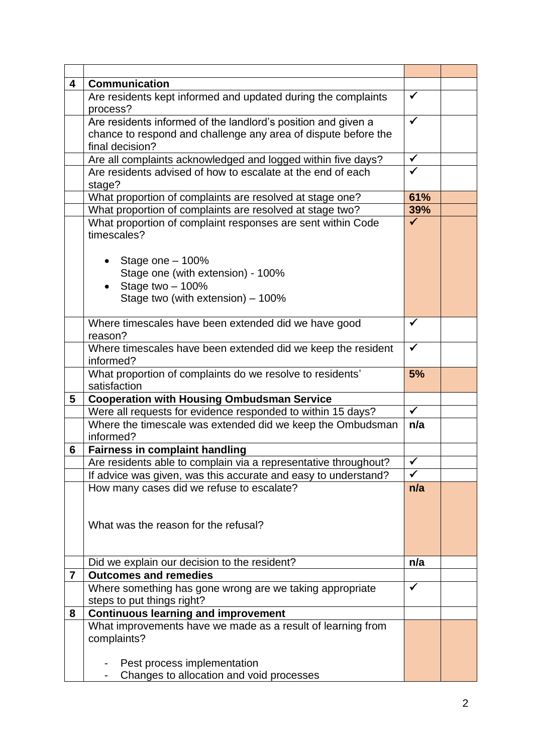| | | | |
|---|---|---|---|
| **4** | **Communication** | | |
| | Are residents kept informed and updated during the complaints process? | ✓ | |
| | Are residents informed of the landlord's position and given a chance to respond and challenge any area of dispute before the final decision? | ✓ | |
| | Are all complaints acknowledged and logged within five days? | ✓ | |
| | Are residents advised of how to escalate at the end of each stage? | ✓ | |
| | What proportion of complaints are resolved at stage one? | **61%** | |
| | What proportion of complaints are resolved at stage two? | **39%** | |
| | What proportion of complaint responses are sent within Code timescales?<br><br>• Stage one – 100%<br>Stage one (with extension) - 100%<br>• Stage two – 100%<br>Stage two (with extension) – 100% | ✓ | |
| | Where timescales have been extended did we have good reason? | ✓ | |
| | Where timescales have been extended did we keep the resident informed? | ✓ | |
| | What proportion of complaints do we resolve to residents' satisfaction | **5%** | |
| **5** | **Cooperation with Housing Ombudsman Service** | | |
| | Were all requests for evidence responded to within 15 days? | ✓ | |
| | Where the timescale was extended did we keep the Ombudsman informed? | **n/a** | |
| **6** | **Fairness in complaint handling** | | |
| | Are residents able to complain via a representative throughout? | ✓ | |
| | If advice was given, was this accurate and easy to understand? | ✓ | |
| | How many cases did we refuse to escalate?<br><br>What was the reason for the refusal? | **n/a** | |
| | Did we explain our decision to the resident? | **n/a** | |
| **7** | **Outcomes and remedies** | | |
| | Where something has gone wrong are we taking appropriate steps to put things right? | ✓ | |
| **8** | **Continuous learning and improvement** | | |
| | What improvements have we made as a result of learning from complaints?<br><br>- Pest process implementation<br>- Changes to allocation and void processes | | |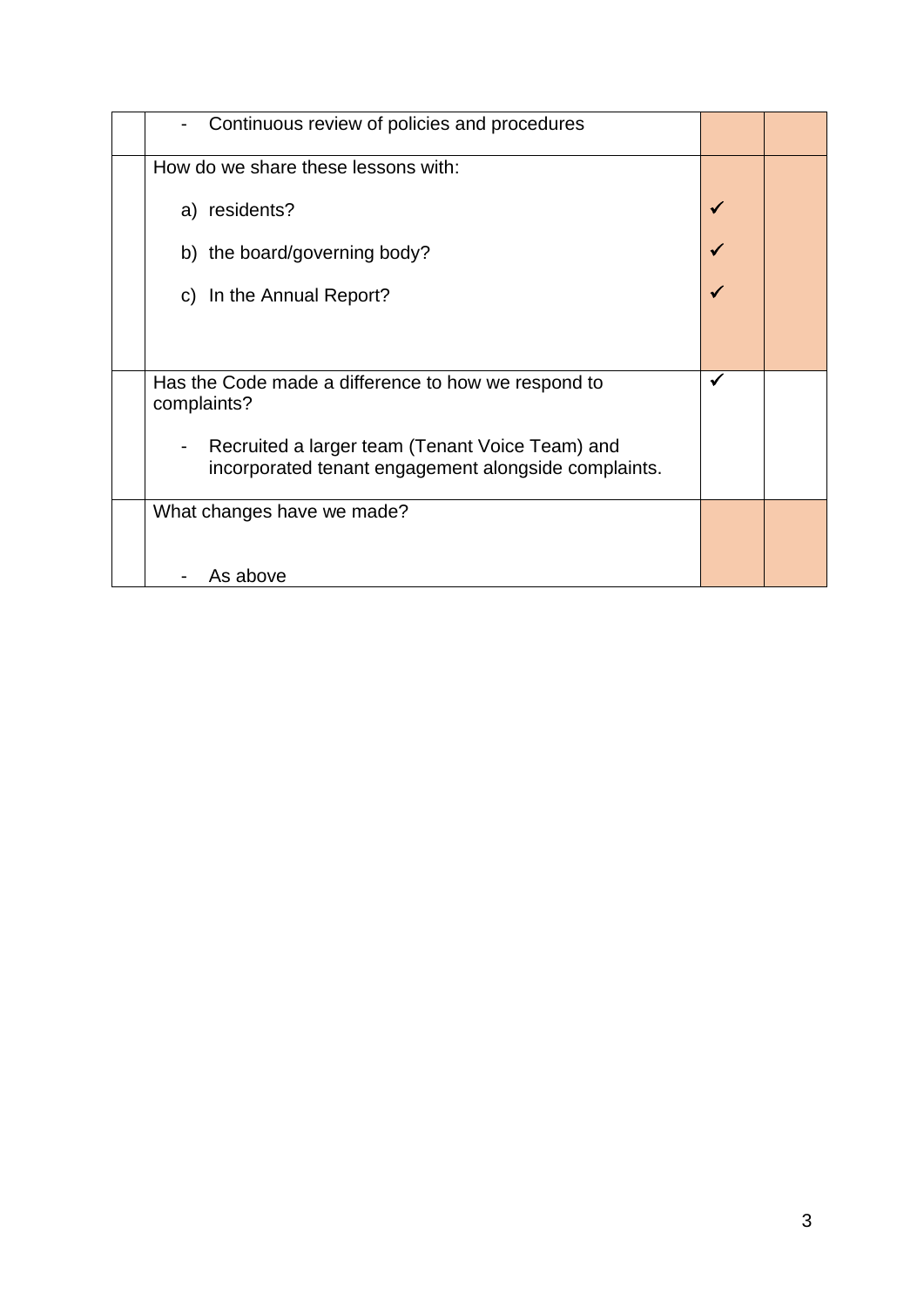| | | | |
|---|---|---|---|
| | - Continuous review of policies and procedures | | |
| | How do we share these lessons with:<br><br>a) residents?<br><br>b) the board/governing body?<br><br>c) In the Annual Report? | ✓<br><br>✓<br><br>✓ | |
| | Has the Code made a difference to how we respond to complaints?<br><br>- Recruited a larger team (Tenant Voice Team) and incorporated tenant engagement alongside complaints. | ✓ | |
| | What changes have we made?<br><br>- As above | | |